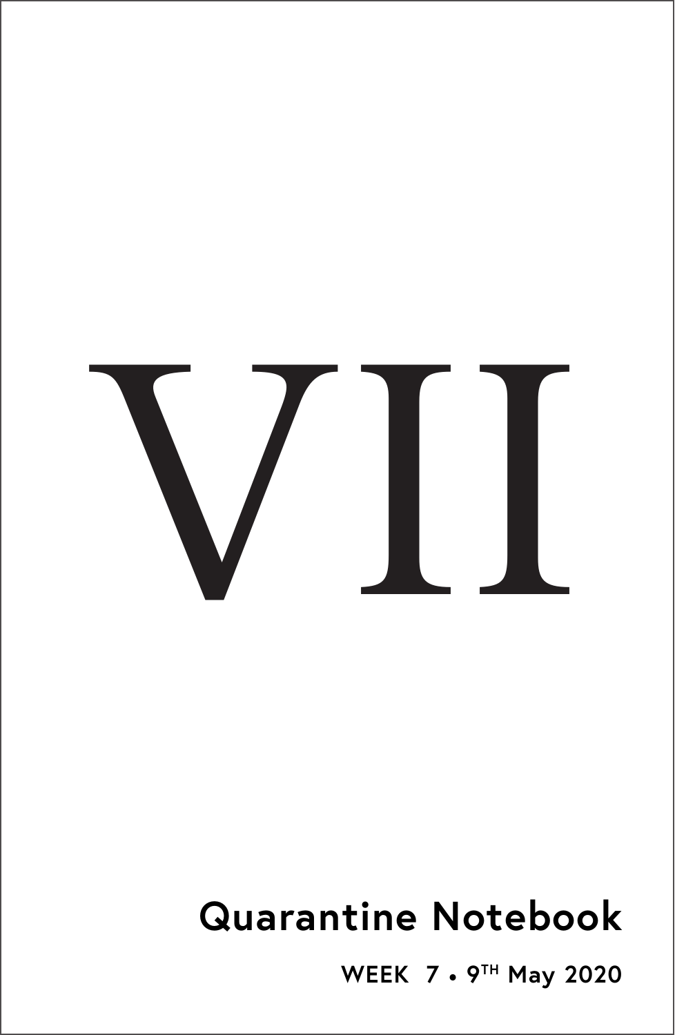# VII

## Quarantine Notebook

WEEK 7 • 9TH May 2020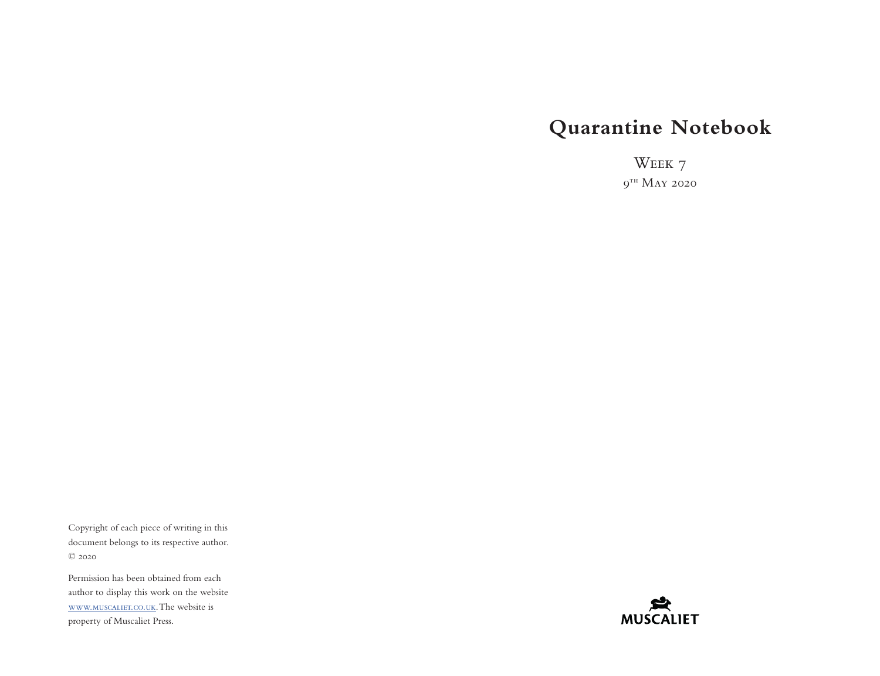# Quarantine Notebook

Week 7

9th May 2020

Copyright of each piece of writing in this document belongs to its respective author. © 2020

Permission has been obtained from each author to display this work on the website www.muscaliet.co.uk. The website is property of Muscaliet Press.

MUSCALIET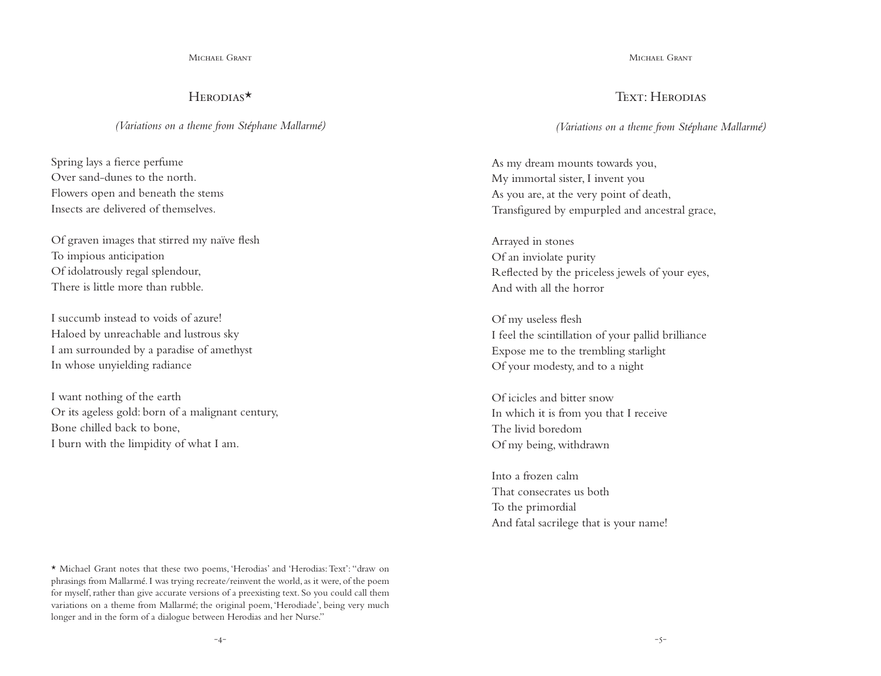## Herodias*

*(Variations on a theme from Stéphane Mallarmé)*

Spring lays a fierce perfume
Over sand-dunes to the north.
Flowers open and beneath the stems
Insects are delivered of themselves.

Of graven images that stirred my naïve flesh
To impious anticipation
Of idolatrously regal splendour,
There is little more than rubble.

I succumb instead to voids of azure!
Haloed by unreachable and lustrous sky
I am surrounded by a paradise of amethyst
In whose unyielding radiance

I want nothing of the earth
Or its ageless gold: born of a malignant century,
Bone chilled back to bone,
I burn with the limpidity of what I am.

* Michael Grant notes that these two poems, 'Herodias' and 'Herodias: Text': "draw on phrasings from Mallarmé. I was trying recreate/reinvent the world, as it were, of the poem for myself, rather than give accurate versions of a preexisting text. So you could call them variations on a theme from Mallarmé; the original poem, 'Herodiade', being very much longer and in the form of a dialogue between Herodias and her Nurse."

## Text: Herodias

*(Variations on a theme from Stéphane Mallarmé)*

As my dream mounts towards you,
My immortal sister, I invent you
As you are, at the very point of death,
Transfigured by empurpled and ancestral grace,

Arrayed in stones
Of an inviolate purity
Reflected by the priceless jewels of your eyes,
And with all the horror

Of my useless flesh
I feel the scintillation of your pallid brilliance
Expose me to the trembling starlight
Of your modesty, and to a night

Of icicles and bitter snow
In which it is from you that I receive
The livid boredom
Of my being, withdrawn

Into a frozen calm
That consecrates us both
To the primordial
And fatal sacrilege that is your name!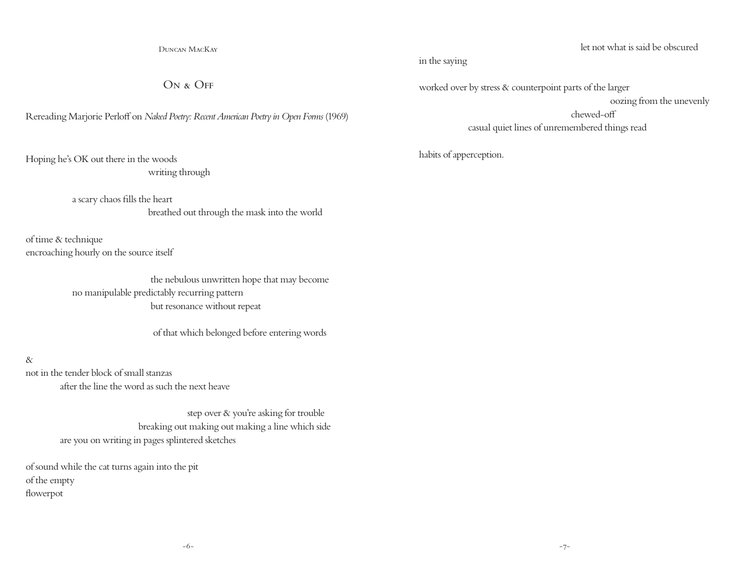Duncan MacKay

# On & Off

Rereading Marjorie Perloff on *Naked Poetry: Recent American Poetry in Open Forms* (1969)

Hoping he's OK out there in the woods
writing through

a scary chaos fills the heart
breathed out through the mask into the world

of time & technique
encroaching hourly on the source itself

the nebulous unwritten hope that may become
no manipulable predictably recurring pattern
but resonance without repeat

of that which belonged before entering words

&
not in the tender block of small stanzas
after the line the word as such the next heave

step over & you're asking for trouble
breaking out making out making a line which side
are you on writing in pages splintered sketches

of sound while the cat turns again into the pit
of the empty
flowerpot

let not what is said be obscured
in the saying

worked over by stress & counterpoint parts of the larger
oozing from the unevenly
chewed-off
casual quiet lines of unremembered things read

habits of apperception.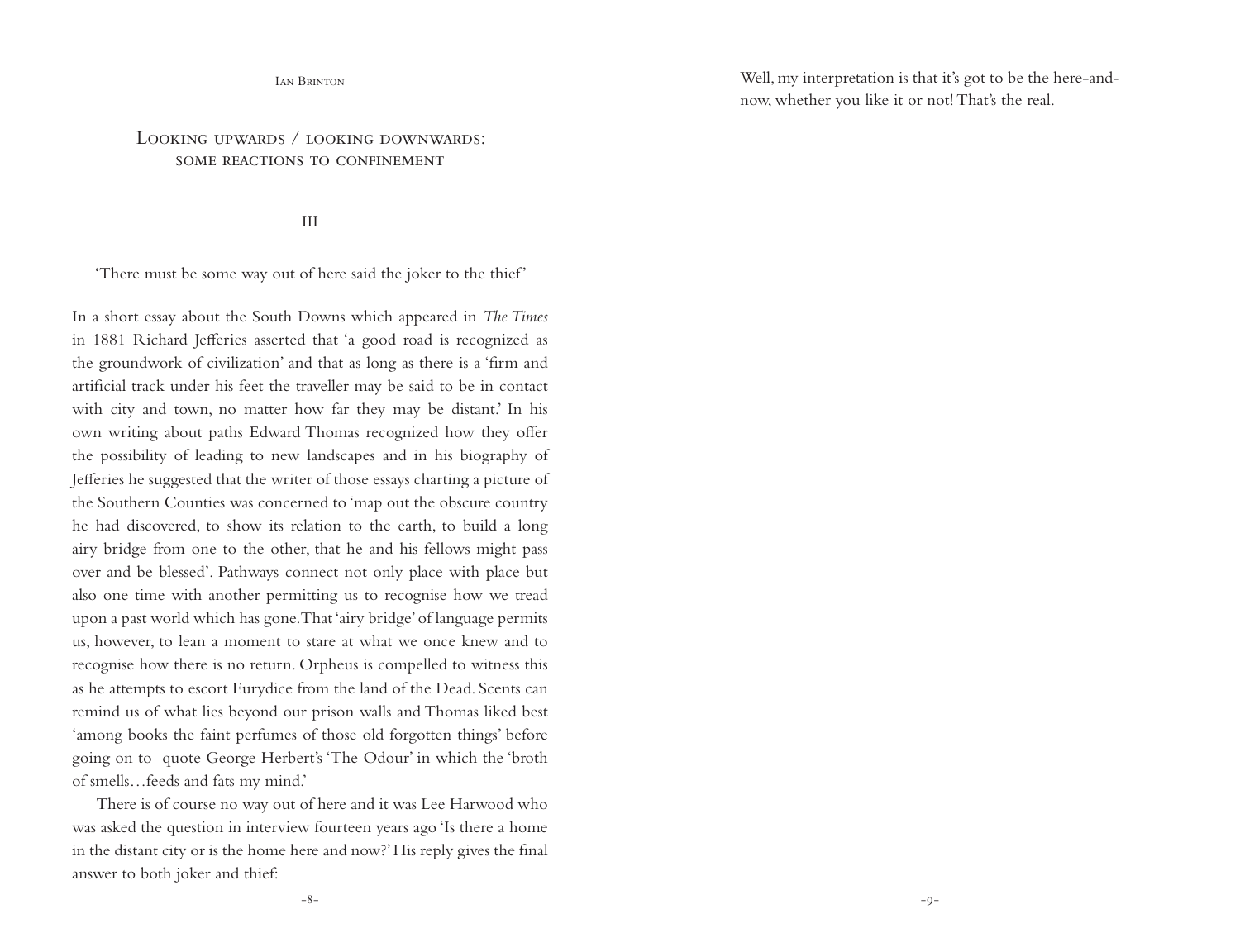## Looking upwards / looking downwards: some reactions to confinement

### III

'There must be some way out of here said the joker to the thief'

In a short essay about the South Downs which appeared in *The Times* in 1881 Richard Jefferies asserted that 'a good road is recognized as the groundwork of civilization' and that as long as there is a 'firm and artificial track under his feet the traveller may be said to be in contact with city and town, no matter how far they may be distant.' In his own writing about paths Edward Thomas recognized how they offer the possibility of leading to new landscapes and in his biography of Jefferies he suggested that the writer of those essays charting a picture of the Southern Counties was concerned to 'map out the obscure country he had discovered, to show its relation to the earth, to build a long airy bridge from one to the other, that he and his fellows might pass over and be blessed'. Pathways connect not only place with place but also one time with another permitting us to recognise how we tread upon a past world which has gone. That 'airy bridge' of language permits us, however, to lean a moment to stare at what we once knew and to recognise how there is no return. Orpheus is compelled to witness this as he attempts to escort Eurydice from the land of the Dead. Scents can remind us of what lies beyond our prison walls and Thomas liked best 'among books the faint perfumes of those old forgotten things' before going on to quote George Herbert's 'The Odour' in which the 'broth of smells…feeds and fats my mind.'

There is of course no way out of here and it was Lee Harwood who was asked the question in interview fourteen years ago 'Is there a home in the distant city or is the home here and now?' His reply gives the final answer to both joker and thief:

Well, my interpretation is that it's got to be the here-and-now, whether you like it or not! That's the real.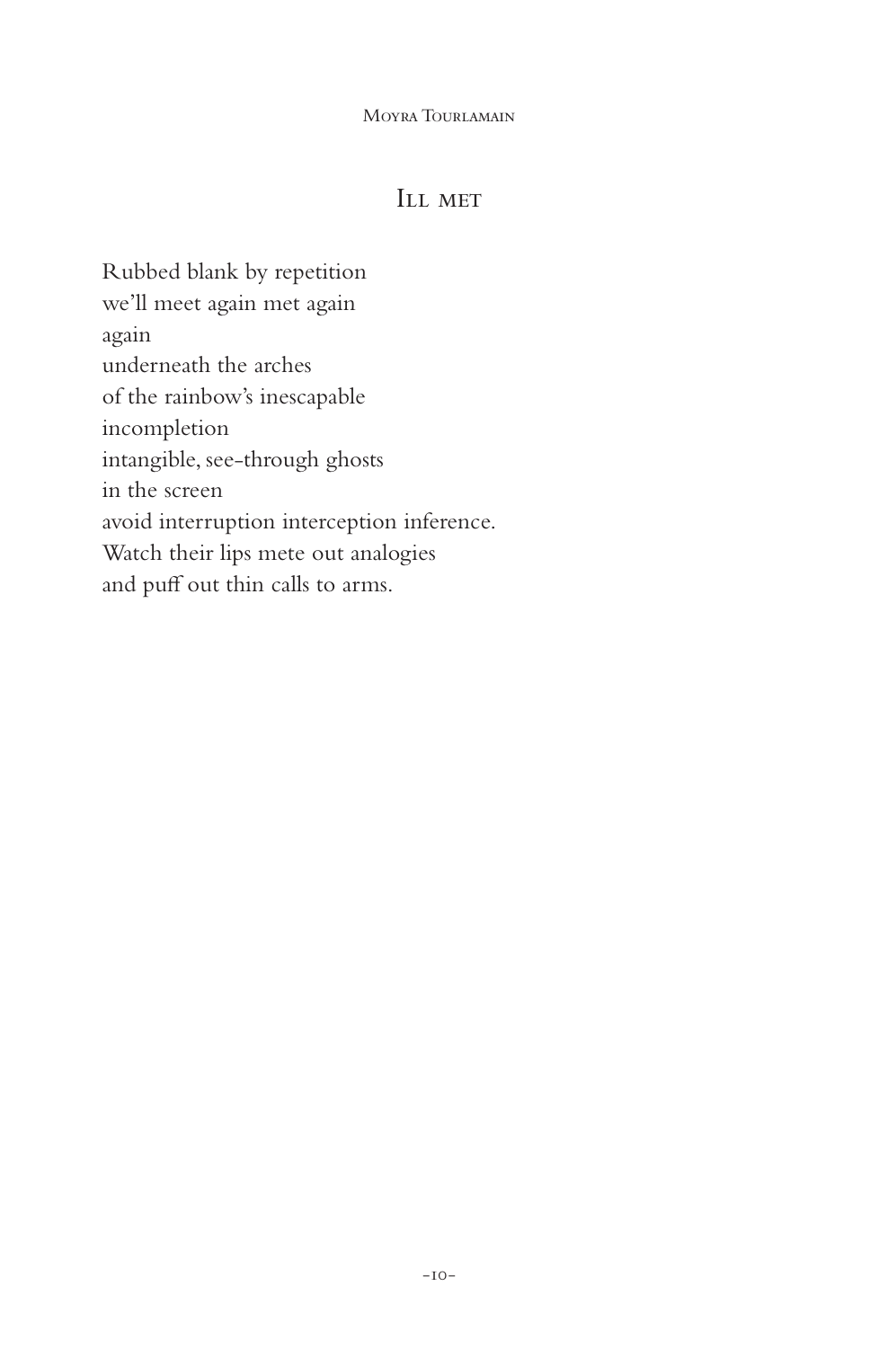Moyra Tourlamain

## Ill met

Rubbed blank by repetition  
we'll meet again met again  
again  
underneath the arches  
of the rainbow's inescapable  
incompletion  
intangible, see-through ghosts  
in the screen  
avoid interruption interception inference.  
Watch their lips mete out analogies  
and puff out thin calls to arms.